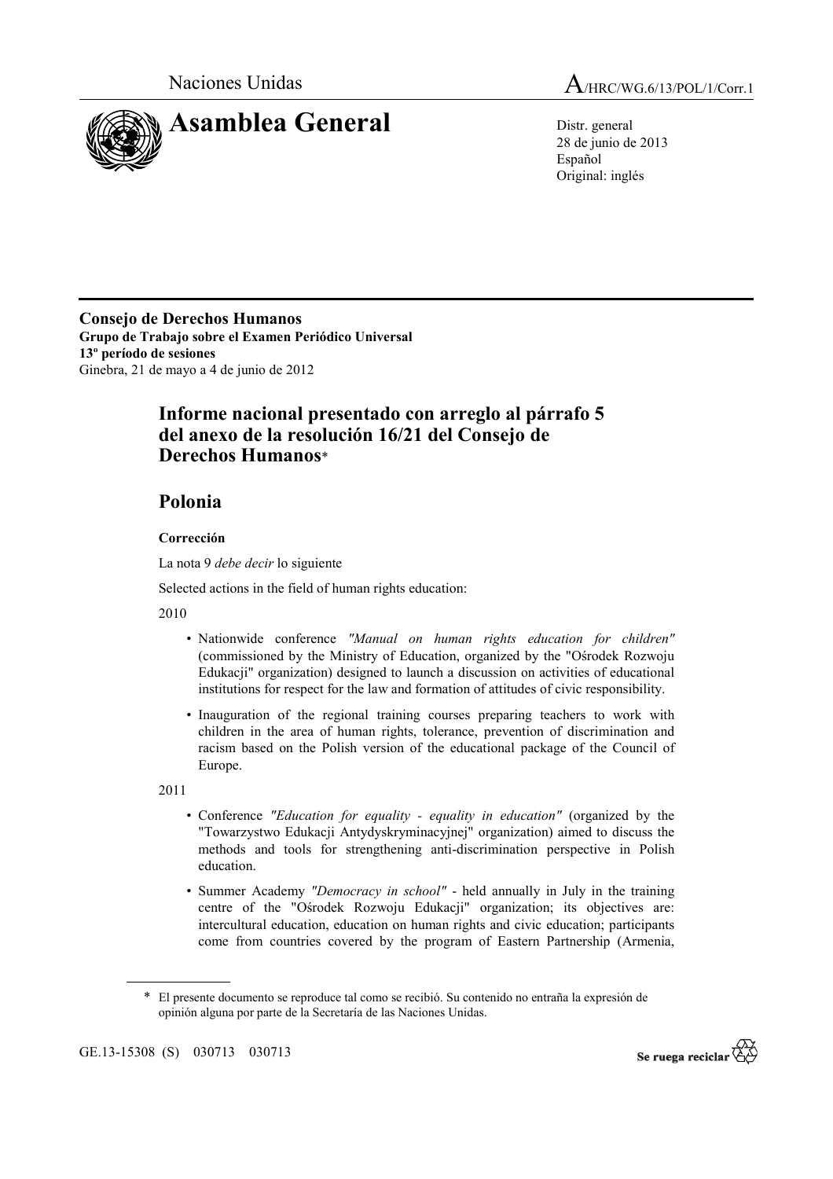Naciones Unidas

A/HRC/WG.6/13/POL/1/Corr.1

# Asamblea General

Distr. general
28 de junio de 2013
Español
Original: inglés

**Consejo de Derechos Humanos**
**Grupo de Trabajo sobre el Examen Periódico Universal**
**13º período de sesiones**
Ginebra, 21 de mayo a 4 de junio de 2012

## Informe nacional presentado con arreglo al párrafo 5 del anexo de la resolución 16/21 del Consejo de Derechos Humanos*

## Polonia

### Corrección

La nota 9 *debe decir* lo siguiente

Selected actions in the field of human rights education:

2010

- Nationwide conference *"Manual on human rights education for children"* (commissioned by the Ministry of Education, organized by the "Ośrodek Rozwoju Edukacji" organization) designed to launch a discussion on activities of educational institutions for respect for the law and formation of attitudes of civic responsibility.
- Inauguration of the regional training courses preparing teachers to work with children in the area of human rights, tolerance, prevention of discrimination and racism based on the Polish version of the educational package of the Council of Europe.

2011

- Conference *"Education for equality - equality in education"* (organized by the "Towarzystwo Edukacji Antydyskryminacyjnej" organization) aimed to discuss the methods and tools for strengthening anti-discrimination perspective in Polish education.
- Summer Academy *"Democracy in school"* - held annually in July in the training centre of the "Ośrodek Rozwoju Edukacji" organization; its objectives are: intercultural education, education on human rights and civic education; participants come from countries covered by the program of Eastern Partnership (Armenia,

\* El presente documento se reproduce tal como se recibió. Su contenido no entraña la expresión de opinión alguna por parte de la Secretaría de las Naciones Unidas.

GE.13-15308 (S) 030713 030713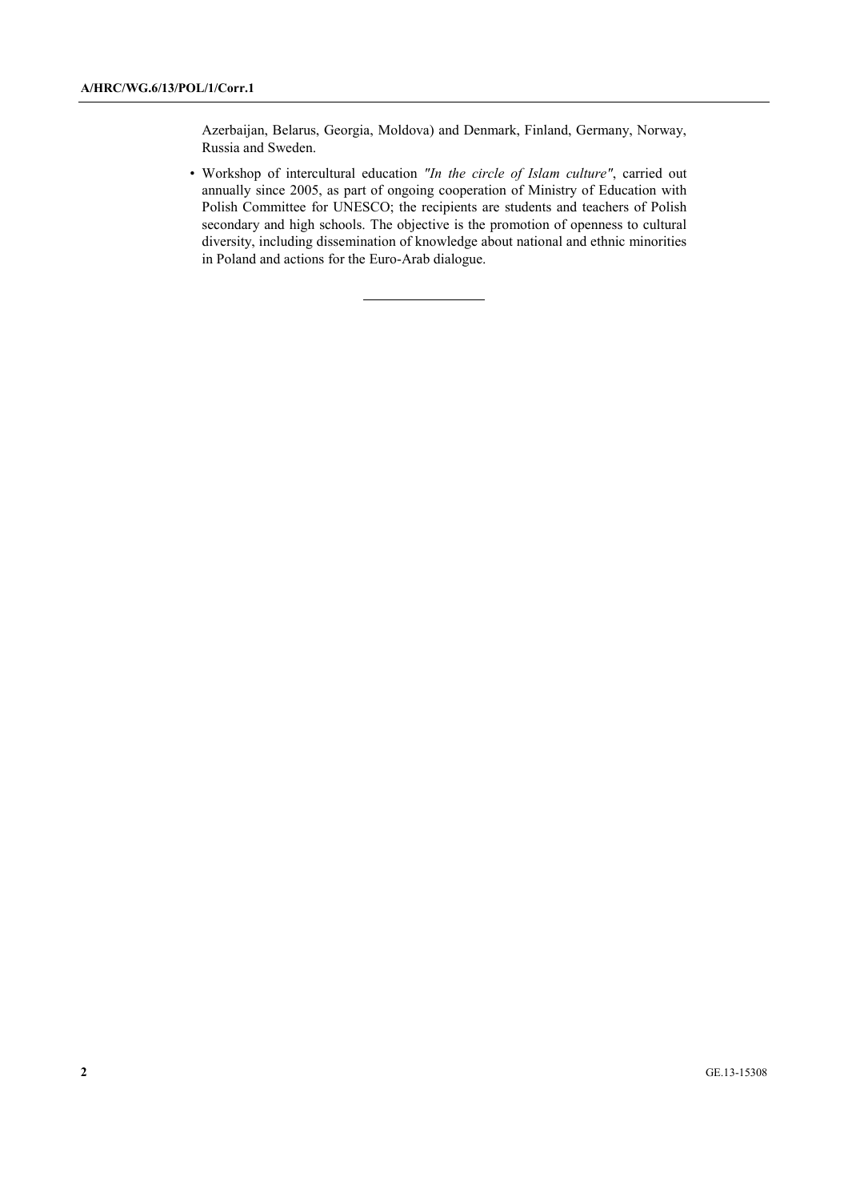Azerbaijan, Belarus, Georgia, Moldova) and Denmark, Finland, Germany, Norway, Russia and Sweden.

- Workshop of intercultural education *"In the circle of Islam culture"*, carried out annually since 2005, as part of ongoing cooperation of Ministry of Education with Polish Committee for UNESCO; the recipients are students and teachers of Polish secondary and high schools. The objective is the promotion of openness to cultural diversity, including dissemination of knowledge about national and ethnic minorities in Poland and actions for the Euro-Arab dialogue.